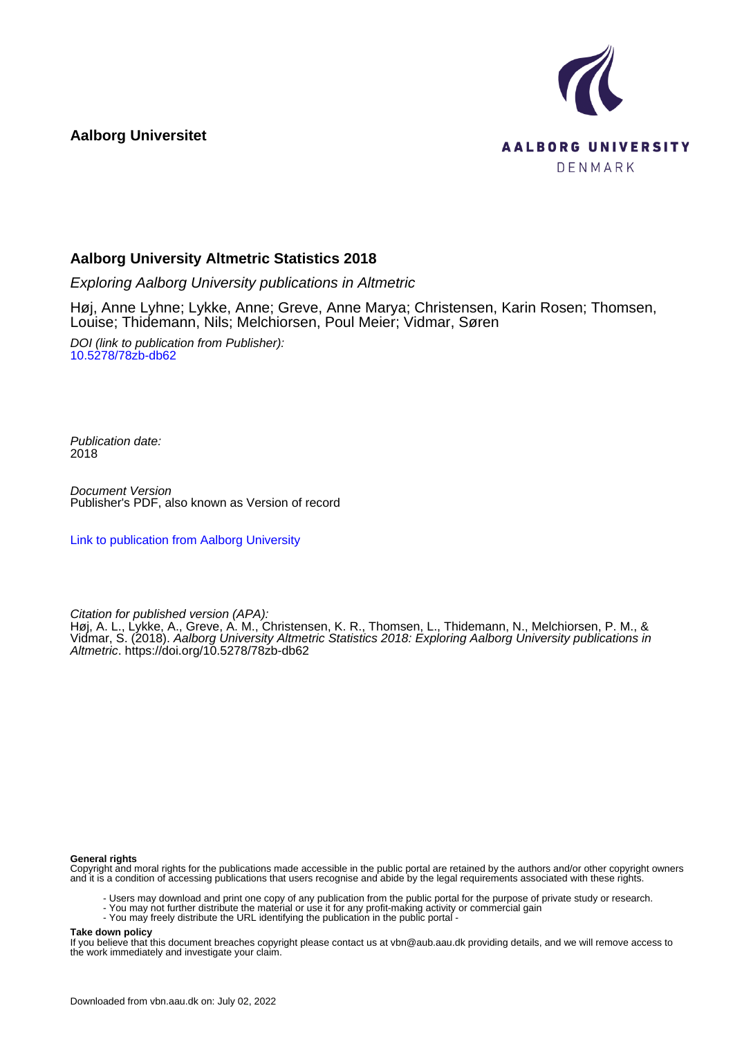**Aalborg Universitet**

AALBORG UNIVERSITY
DENMARK

# Aalborg University Altmetric Statistics 2018

*Exploring Aalborg University publications in Altmetric*

Høj, Anne Lyhne; Lykke, Anne; Greve, Anne Marya; Christensen, Karin Rosen; Thomsen, Louise; Thidemann, Nils; Melchiorsen, Poul Meier; Vidmar, Søren

*DOI (link to publication from Publisher):*
10.5278/78zb-db62

*Publication date:*
2018

*Document Version*
Publisher's PDF, also known as Version of record

Link to publication from Aalborg University

*Citation for published version (APA):*
Høj, A. L., Lykke, A., Greve, A. M., Christensen, K. R., Thomsen, L., Thidemann, N., Melchiorsen, P. M., & Vidmar, S. (2018). *Aalborg University Altmetric Statistics 2018: Exploring Aalborg University publications in Altmetric*. https://doi.org/10.5278/78zb-db62

**General rights**
Copyright and moral rights for the publications made accessible in the public portal are retained by the authors and/or other copyright owners and it is a condition of accessing publications that users recognise and abide by the legal requirements associated with these rights.

- Users may download and print one copy of any publication from the public portal for the purpose of private study or research.
- You may not further distribute the material or use it for any profit-making activity or commercial gain
- You may freely distribute the URL identifying the publication in the public portal -

**Take down policy**
If you believe that this document breaches copyright please contact us at vbn@aub.aau.dk providing details, and we will remove access to the work immediately and investigate your claim.

Downloaded from vbn.aau.dk on: July 02, 2022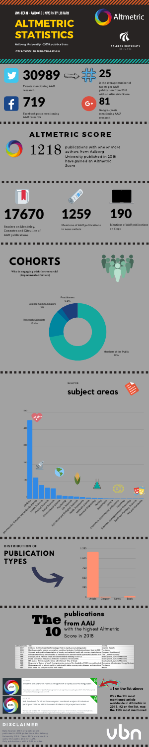VBN-TEAM · AALBORG UNIVERSITY LIBRARY

# ALTMETRIC STATISTICS

Aalborg University · 2018 publications

HTTPS://WWW.EN.TEAM-VBN.AAU.DK/

Altmetric

AALBORG UNIVERSITY DENMARK

**30989** Tweets mentioning AAU research

**25** is the average number of tweets per AAU publication from 2018 with an Altmetric Score

**719** Facebook posts mentioning AAU research

**81** Google+ posts mentioning AAU research

## ALTMETRIC SCORE

**1218** publications with one or more authors from Aalborg University published in 2018 have gained an Altmetric Score

**17670** Readers on Mendeley, Connotea and CiteUlike of AAU publications

**1259** Mentions of AAU publications in news outlets

**190** Mentions of AAU publications on blogs

## COHORTS

**Who is engaging with the research? (Experimental feature)**

Practitioners 9.6%

Science Communicators 3%

Research Scientists 15.4%

Members of the Public 72%

SCOPUS

## subject areas

500
400
300
200
100
0

Medicine, Biochemistry, Genetics and Molecular Biology, Immunology and Microbiology, Physical Sciences, Social Sciences, Environmental Science, Psychology, Life Sciences, Agricultural and Biological Sciences, Health Professions, Engineering, Chemical Engineering, Nursing, Neuroscience, General, Economics, Econometrics and Finance, Business, Management and Accounting, Earth and Planetary Sciences, Arts and Humanities

## DISTRIBUTION OF PUBLICATION TYPES

1.250
1.000
750
500
250
0

Article, Chapter, News, Book

## The 10 publications from AAU with the highest Altmetric Score in 2018

| Altmetric Score | Title | Journal |
|---|---|---|
| 4557 | Evidence that the Great Pacific Garbage Patch is rapidly accumulating plastic | Scientific Reports |
| 4006 | Risk thresholds for alcohol consumption: combined analysis of individual-participant data for 599 912 current drinkers in 83 prospective studies | The Lancet |
| 1212 | Diabetes and combined associations of obesity and metabolic health with coronary heart disease | European Heart Journal |
| 782 | Comparative efficacy and tolerability of medications for attention-deficit hyperactivity disorder in children, adolescents, and adults | The Lancet Psychiatry |
| 868 | Pantoprazole in Patients at Risk for Gastrointestinal Bleeding in the ICU | New England Journal of Medicine |
| 774 | Polar Oral versus Intravenous Antibiotic Treatment of Endocarditis | New England Journal of Medicine |
| 580 | MRI-Guided Thrombolysis for Stroke with Unknown Time of Onset | New England Journal of Medicine |
| 550 | Response to 'Burden of proof: A comprehensive review of the feasibility of 100% renewable-electricity systems' | Renewable & Sustainable Energy Reviews |
| 495 | Rivaroxaban with or without aspirin in patients with stable coronary artery disease: an international | The Lancet |
| 491 | Front dress, not pedigree, is first fresh insight | Nature |

4557 — Evidence that the Great Pacific Garbage Patch is rapidly accumulating plastic

**#1 on the list above**

4006 — Risk thresholds for alcohol consumption: combined analysis of individual-participant data for 599 912 current drinkers in 83 prospective studies

**Was the 7th most mentioned article worldwide in Altmetric in 2018. #2 on the list, was the 15th most mentioned**

## DISCLAIMER

Data Source: 2018's of publications published in 2018 pulled from the Aalborg University CRIS. These DOI's were used to query the public Altmetric API. Only publications with a DOI included.

vbn